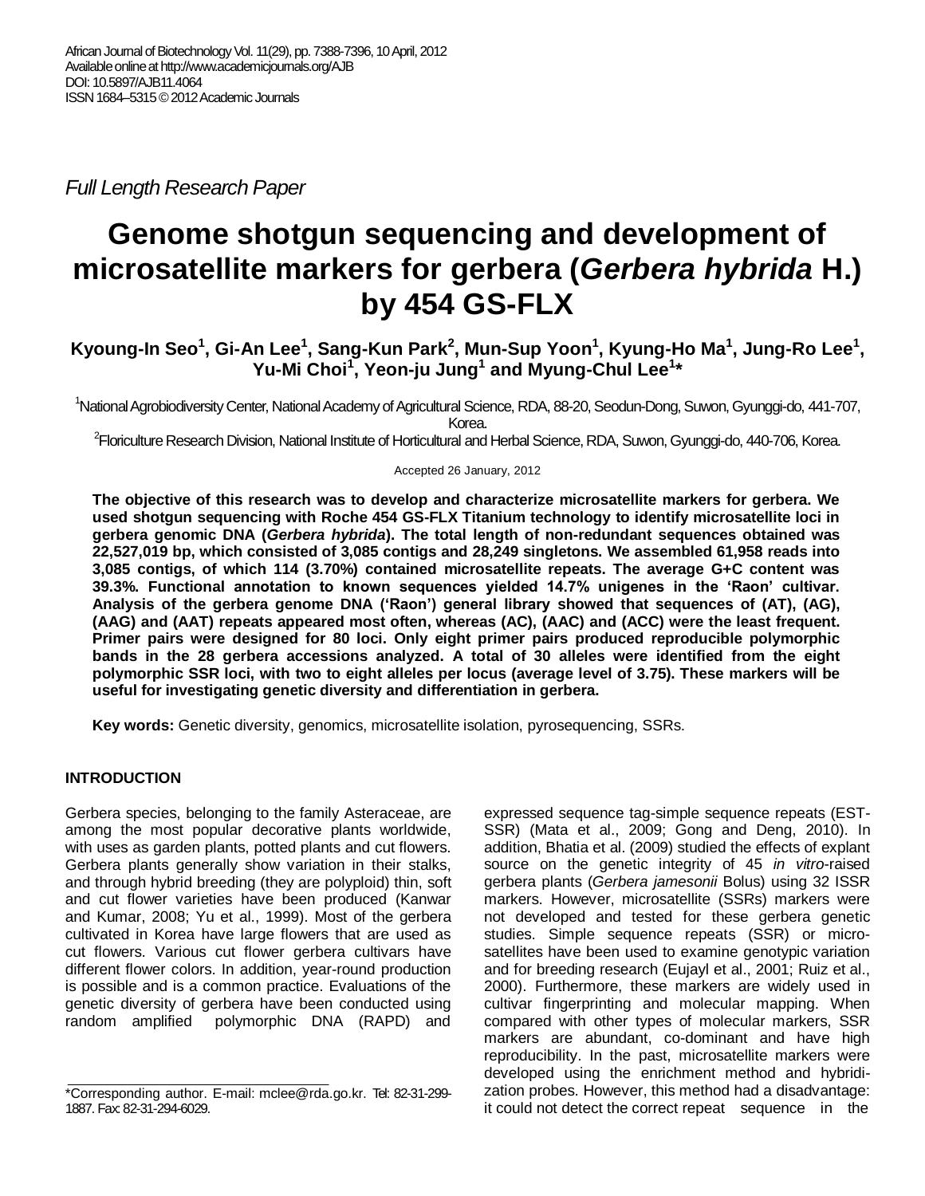African Journal of Biotechnology Vol. 11(29), pp. 7388-7396, 10 April, 2012
Available online at http://www.academicjournals.org/AJB
DOI: 10.5897/AJB11.4064
ISSN 1684–5315 © 2012 Academic Journals

*Full Length Research Paper*

# Genome shotgun sequencing and development of microsatellite markers for gerbera (*Gerbera hybrida* H.) by 454 GS-FLX

**Kyoung-In Seo[1], Gi-An Lee[1], Sang-Kun Park[2], Mun-Sup Yoon[1], Kyung-Ho Ma[1], Jung-Ro Lee[1], Yu-Mi Choi[1], Yeon-ju Jung[1] and Myung-Chul Lee[1]***

[1]National Agrobiodiversity Center, National Academy of Agricultural Science, RDA, 88-20, Seodun-Dong, Suwon, Gyunggi-do, 441-707, Korea.
[2]Floriculture Research Division, National Institute of Horticultural and Herbal Science, RDA, Suwon, Gyunggi-do, 440-706, Korea.

Accepted 26 January, 2012

**The objective of this research was to develop and characterize microsatellite markers for gerbera. We used shotgun sequencing with Roche 454 GS-FLX Titanium technology to identify microsatellite loci in gerbera genomic DNA (*Gerbera hybrida*). The total length of non-redundant sequences obtained was 22,527,019 bp, which consisted of 3,085 contigs and 28,249 singletons. We assembled 61,958 reads into 3,085 contigs, of which 114 (3.70%) contained microsatellite repeats. The average G+C content was 39.3%. Functional annotation to known sequences yielded 14.7% unigenes in the 'Raon' cultivar. Analysis of the gerbera genome DNA ('Raon') general library showed that sequences of (AT), (AG), (AAG) and (AAT) repeats appeared most often, whereas (AC), (AAC) and (ACC) were the least frequent. Primer pairs were designed for 80 loci. Only eight primer pairs produced reproducible polymorphic bands in the 28 gerbera accessions analyzed. A total of 30 alleles were identified from the eight polymorphic SSR loci, with two to eight alleles per locus (average level of 3.75). These markers will be useful for investigating genetic diversity and differentiation in gerbera.**

**Key words:** Genetic diversity, genomics, microsatellite isolation, pyrosequencing, SSRs.

## INTRODUCTION

Gerbera species, belonging to the family Asteraceae, are among the most popular decorative plants worldwide, with uses as garden plants, potted plants and cut flowers. Gerbera plants generally show variation in their stalks, and through hybrid breeding (they are polyploid) thin, soft and cut flower varieties have been produced (Kanwar and Kumar, 2008; Yu et al., 1999). Most of the gerbera cultivated in Korea have large flowers that are used as cut flowers. Various cut flower gerbera cultivars have different flower colors. In addition, year-round production is possible and is a common practice. Evaluations of the genetic diversity of gerbera have been conducted using random amplified polymorphic DNA (RAPD) and expressed sequence tag-simple sequence repeats (EST-SSR) (Mata et al., 2009; Gong and Deng, 2010). In addition, Bhatia et al. (2009) studied the effects of explant source on the genetic integrity of 45 *in vitro*-raised gerbera plants (*Gerbera jamesonii* Bolus) using 32 ISSR markers. However, microsatellite (SSRs) markers were not developed and tested for these gerbera genetic studies. Simple sequence repeats (SSR) or microsatellites have been used to examine genotypic variation and for breeding research (Eujayl et al., 2001; Ruiz et al., 2000). Furthermore, these markers are widely used in cultivar fingerprinting and molecular mapping. When compared with other types of molecular markers, SSR markers are abundant, co-dominant and have high reproducibility. In the past, microsatellite markers were developed using the enrichment method and hybridization probes. However, this method had a disadvantage: it could not detect the correct repeat sequence in the

*Corresponding author. E-mail: mclee@rda.go.kr. Tel: 82-31-299-1887. Fax: 82-31-294-6029.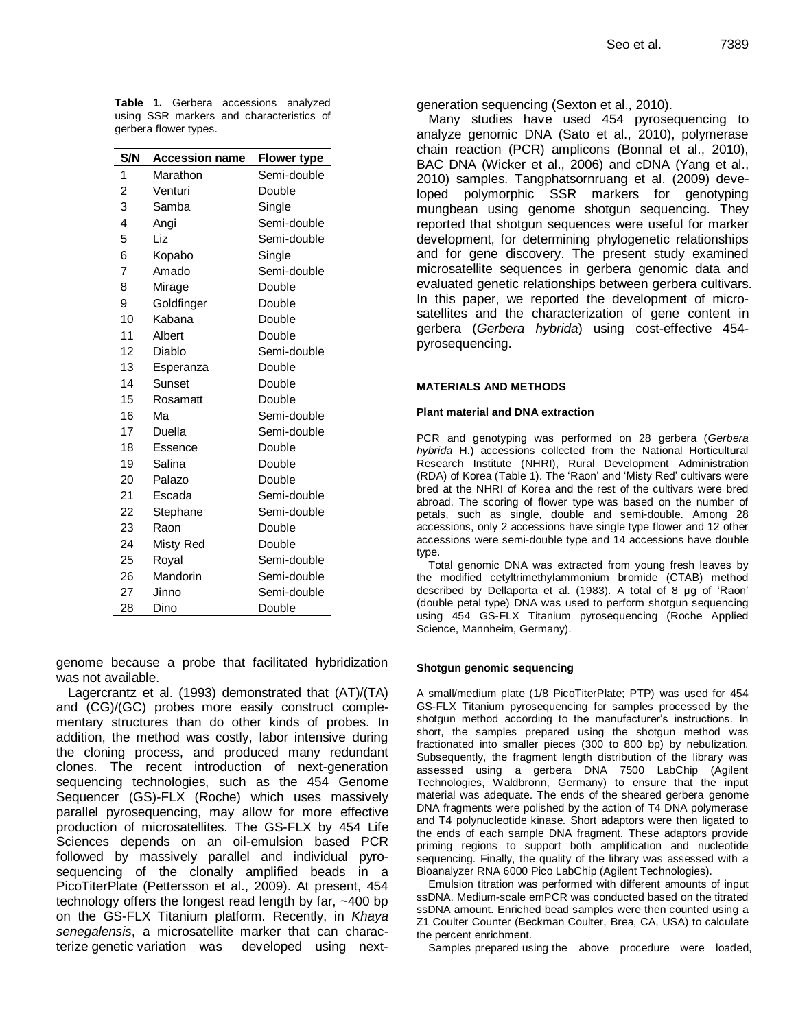**Table 1.** Gerbera accessions analyzed using SSR markers and characteristics of gerbera flower types.

| S/N | Accession name | Flower type |
|---|---|---|
| 1 | Marathon | Semi-double |
| 2 | Venturi | Double |
| 3 | Samba | Single |
| 4 | Angi | Semi-double |
| 5 | Liz | Semi-double |
| 6 | Kopabo | Single |
| 7 | Amado | Semi-double |
| 8 | Mirage | Double |
| 9 | Goldfinger | Double |
| 10 | Kabana | Double |
| 11 | Albert | Double |
| 12 | Diablo | Semi-double |
| 13 | Esperanza | Double |
| 14 | Sunset | Double |
| 15 | Rosamatt | Double |
| 16 | Ma | Semi-double |
| 17 | Duella | Semi-double |
| 18 | Essence | Double |
| 19 | Salina | Double |
| 20 | Palazo | Double |
| 21 | Escada | Semi-double |
| 22 | Stephane | Semi-double |
| 23 | Raon | Double |
| 24 | Misty Red | Double |
| 25 | Royal | Semi-double |
| 26 | Mandorin | Semi-double |
| 27 | Jinno | Semi-double |
| 28 | Dino | Double |

genome because a probe that facilitated hybridization was not available.

Lagercrantz et al. (1993) demonstrated that (AT)/(TA) and (CG)/(GC) probes more easily construct complementary structures than do other kinds of probes. In addition, the method was costly, labor intensive during the cloning process, and produced many redundant clones. The recent introduction of next-generation sequencing technologies, such as the 454 Genome Sequencer (GS)-FLX (Roche) which uses massively parallel pyrosequencing, may allow for more effective production of microsatellites. The GS-FLX by 454 Life Sciences depends on an oil-emulsion based PCR followed by massively parallel and individual pyrosequencing of the clonally amplified beads in a PicoTiterPlate (Pettersson et al., 2009). At present, 454 technology offers the longest read length by far, ~400 bp on the GS-FLX Titanium platform. Recently, in *Khaya senegalensis*, a microsatellite marker that can characterize genetic variation was developed using next-generation sequencing (Sexton et al., 2010).

Many studies have used 454 pyrosequencing to analyze genomic DNA (Sato et al., 2010), polymerase chain reaction (PCR) amplicons (Bonnal et al., 2010), BAC DNA (Wicker et al., 2006) and cDNA (Yang et al., 2010) samples. Tangphatsornruang et al. (2009) developed polymorphic SSR markers for genotyping mungbean using genome shotgun sequencing. They reported that shotgun sequences were useful for marker development, for determining phylogenetic relationships and for gene discovery. The present study examined microsatellite sequences in gerbera genomic data and evaluated genetic relationships between gerbera cultivars. In this paper, we reported the development of microsatellites and the characterization of gene content in gerbera (*Gerbera hybrida*) using cost-effective 454-pyrosequencing.

## MATERIALS AND METHODS

### Plant material and DNA extraction

PCR and genotyping was performed on 28 gerbera (*Gerbera hybrida* H.) accessions collected from the National Horticultural Research Institute (NHRI), Rural Development Administration (RDA) of Korea (Table 1). The 'Raon' and 'Misty Red' cultivars were bred at the NHRI of Korea and the rest of the cultivars were bred abroad. The scoring of flower type was based on the number of petals, such as single, double and semi-double. Among 28 accessions, only 2 accessions have single type flower and 12 other accessions were semi-double type and 14 accessions have double type.

Total genomic DNA was extracted from young fresh leaves by the modified cetyltrimethylammonium bromide (CTAB) method described by Dellaporta et al. (1983). A total of 8 µg of 'Raon' (double petal type) DNA was used to perform shotgun sequencing using 454 GS-FLX Titanium pyrosequencing (Roche Applied Science, Mannheim, Germany).

### Shotgun genomic sequencing

A small/medium plate (1/8 PicoTiterPlate; PTP) was used for 454 GS-FLX Titanium pyrosequencing for samples processed by the shotgun method according to the manufacturer's instructions. In short, the samples prepared using the shotgun method was fractionated into smaller pieces (300 to 800 bp) by nebulization. Subsequently, the fragment length distribution of the library was assessed using a gerbera DNA 7500 LabChip (Agilent Technologies, Waldbronn, Germany) to ensure that the input material was adequate. The ends of the sheared gerbera genome DNA fragments were polished by the action of T4 DNA polymerase and T4 polynucleotide kinase. Short adaptors were then ligated to the ends of each sample DNA fragment. These adaptors provide priming regions to support both amplification and nucleotide sequencing. Finally, the quality of the library was assessed with a Bioanalyzer RNA 6000 Pico LabChip (Agilent Technologies).

Emulsion titration was performed with different amounts of input ssDNA. Medium-scale emPCR was conducted based on the titrated ssDNA amount. Enriched bead samples were then counted using a Z1 Coulter Counter (Beckman Coulter, Brea, CA, USA) to calculate the percent enrichment.

Samples prepared using the above procedure were loaded,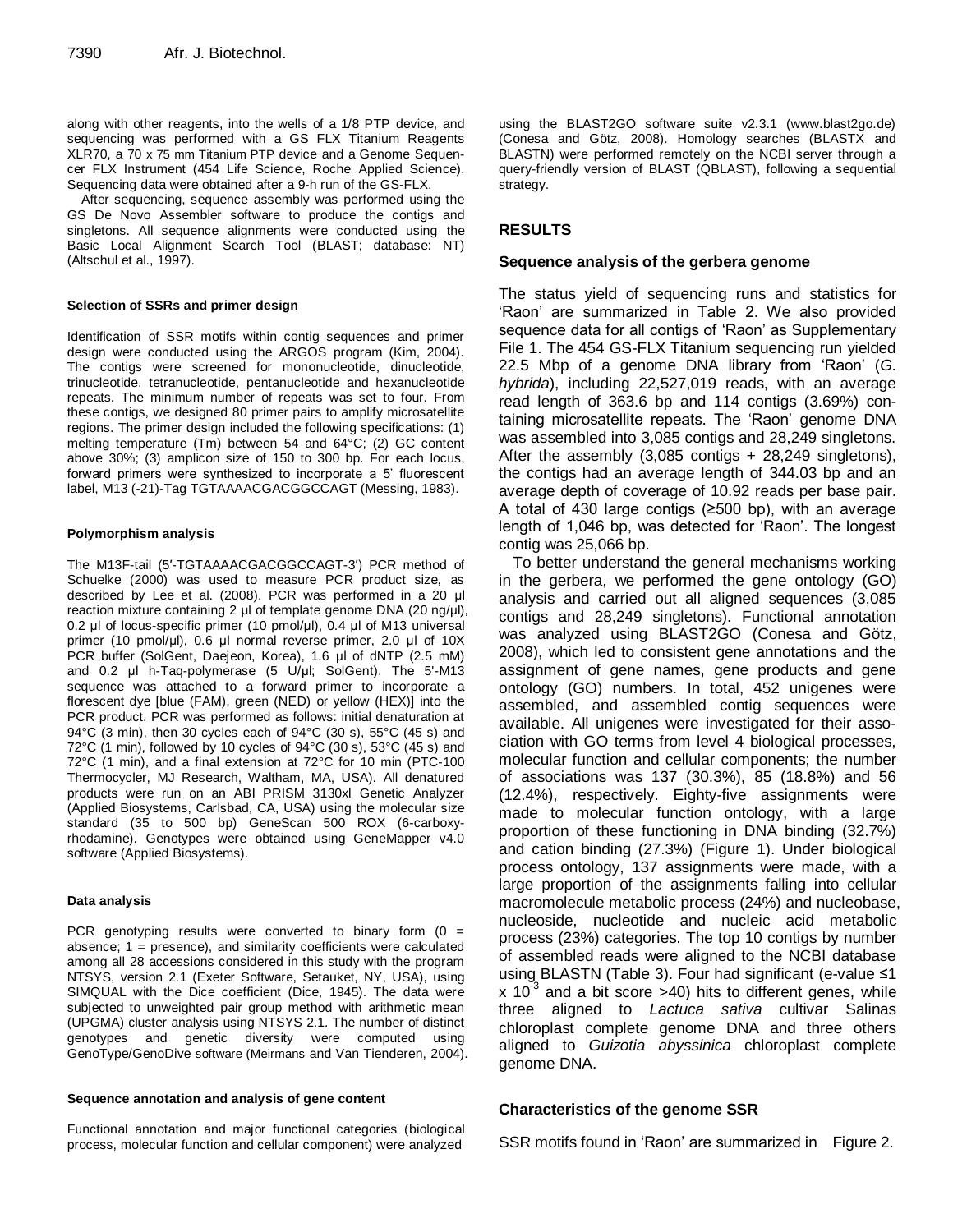along with other reagents, into the wells of a 1/8 PTP device, and sequencing was performed with a GS FLX Titanium Reagents XLR70, a 70 x 75 mm Titanium PTP device and a Genome Sequencer FLX Instrument (454 Life Science, Roche Applied Science). Sequencing data were obtained after a 9-h run of the GS-FLX.

After sequencing, sequence assembly was performed using the GS De Novo Assembler software to produce the contigs and singletons. All sequence alignments were conducted using the Basic Local Alignment Search Tool (BLAST; database: NT) (Altschul et al., 1997).

#### Selection of SSRs and primer design

Identification of SSR motifs within contig sequences and primer design were conducted using the ARGOS program (Kim, 2004). The contigs were screened for mononucleotide, dinucleotide, trinucleotide, tetranucleotide, pentanucleotide and hexanucleotide repeats. The minimum number of repeats was set to four. From these contigs, we designed 80 primer pairs to amplify microsatellite regions. The primer design included the following specifications: (1) melting temperature (Tm) between 54 and 64°C; (2) GC content above 30%; (3) amplicon size of 150 to 300 bp. For each locus, forward primers were synthesized to incorporate a 5' fluorescent label, M13 (-21)-Tag TGTAAAACGACGGCCAGT (Messing, 1983).

#### Polymorphism analysis

The M13F-tail (5′-TGTAAAACGACGGCCAGT-3′) PCR method of Schuelke (2000) was used to measure PCR product size, as described by Lee et al. (2008). PCR was performed in a 20 µl reaction mixture containing 2 µl of template genome DNA (20 ng/µl), 0.2 µl of locus-specific primer (10 pmol/µl), 0.4 µl of M13 universal primer (10 pmol/µl), 0.6 µl normal reverse primer, 2.0 µl of 10X PCR buffer (SolGent, Daejeon, Korea), 1.6 µl of dNTP (2.5 mM) and 0.2 µl h-Taq-polymerase (5 U/µl; SolGent). The 5'-M13 sequence was attached to a forward primer to incorporate a florescent dye [blue (FAM), green (NED) or yellow (HEX)] into the PCR product. PCR was performed as follows: initial denaturation at 94°C (3 min), then 30 cycles each of 94°C (30 s), 55°C (45 s) and 72°C (1 min), followed by 10 cycles of 94°C (30 s), 53°C (45 s) and 72°C (1 min), and a final extension at 72°C for 10 min (PTC-100 Thermocycler, MJ Research, Waltham, MA, USA). All denatured products were run on an ABI PRISM 3130xl Genetic Analyzer (Applied Biosystems, Carlsbad, CA, USA) using the molecular size standard (35 to 500 bp) GeneScan 500 ROX (6-carboxy-rhodamine). Genotypes were obtained using GeneMapper v4.0 software (Applied Biosystems).

#### Data analysis

PCR genotyping results were converted to binary form (0 = absence; 1 = presence), and similarity coefficients were calculated among all 28 accessions considered in this study with the program NTSYS, version 2.1 (Exeter Software, Setauket, NY, USA), using SIMQUAL with the Dice coefficient (Dice, 1945). The data were subjected to unweighted pair group method with arithmetic mean (UPGMA) cluster analysis using NTSYS 2.1. The number of distinct genotypes and genetic diversity were computed using GenoType/GenoDive software (Meirmans and Van Tienderen, 2004).

#### Sequence annotation and analysis of gene content

Functional annotation and major functional categories (biological process, molecular function and cellular component) were analyzed using the BLAST2GO software suite v2.3.1 (www.blast2go.de) (Conesa and Götz, 2008). Homology searches (BLASTX and BLASTN) were performed remotely on the NCBI server through a query-friendly version of BLAST (QBLAST), following a sequential strategy.

## RESULTS

### Sequence analysis of the gerbera genome

The status yield of sequencing runs and statistics for 'Raon' are summarized in Table 2. We also provided sequence data for all contigs of 'Raon' as Supplementary File 1. The 454 GS-FLX Titanium sequencing run yielded 22.5 Mbp of a genome DNA library from 'Raon' (*G. hybrida*), including 22,527,019 reads, with an average read length of 363.6 bp and 114 contigs (3.69%) containing microsatellite repeats. The 'Raon' genome DNA was assembled into 3,085 contigs and 28,249 singletons. After the assembly (3,085 contigs + 28,249 singletons), the contigs had an average length of 344.03 bp and an average depth of coverage of 10.92 reads per base pair. A total of 430 large contigs (≥500 bp), with an average length of 1,046 bp, was detected for 'Raon'. The longest contig was 25,066 bp.

To better understand the general mechanisms working in the gerbera, we performed the gene ontology (GO) analysis and carried out all aligned sequences (3,085 contigs and 28,249 singletons). Functional annotation was analyzed using BLAST2GO (Conesa and Götz, 2008), which led to consistent gene annotations and the assignment of gene names, gene products and gene ontology (GO) numbers. In total, 452 unigenes were assembled, and assembled contig sequences were available. All unigenes were investigated for their association with GO terms from level 4 biological processes, molecular function and cellular components; the number of associations was 137 (30.3%), 85 (18.8%) and 56 (12.4%), respectively. Eighty-five assignments were made to molecular function ontology, with a large proportion of these functioning in DNA binding (32.7%) and cation binding (27.3%) (Figure 1). Under biological process ontology, 137 assignments were made, with a large proportion of the assignments falling into cellular macromolecule metabolic process (24%) and nucleobase, nucleoside, nucleotide and nucleic acid metabolic process (23%) categories. The top 10 contigs by number of assembled reads were aligned to the NCBI database using BLASTN (Table 3). Four had significant (e-value ≤1 x $10^{-3}$ and a bit score >40) hits to different genes, while three aligned to *Lactuca sativa* cultivar Salinas chloroplast complete genome DNA and three others aligned to *Guizotia abyssinica* chloroplast complete genome DNA.

### Characteristics of the genome SSR

SSR motifs found in 'Raon' are summarized in Figure 2.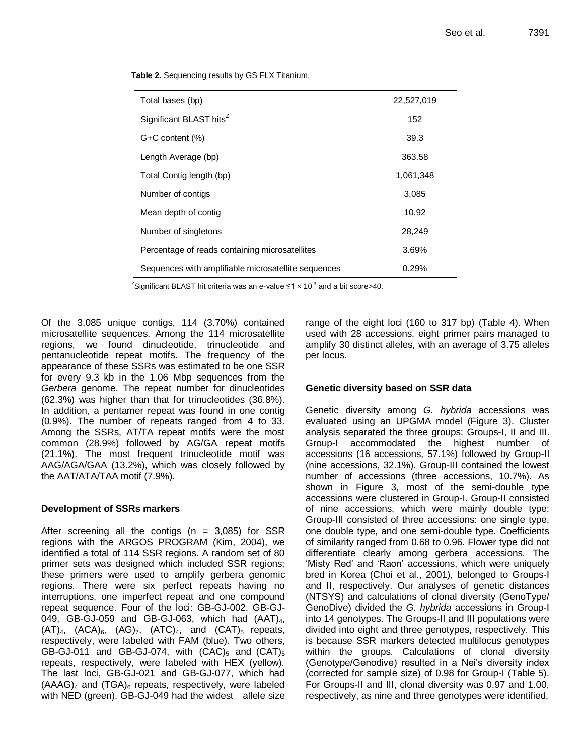**Table 2.** Sequencing results by GS FLX Titanium.

| | |
|---|---|
| Total bases (bp) | 22,527,019 |
| Significant BLAST hits[Z] | 152 |
| G+C content (%) | 39.3 |
| Length Average (bp) | 363.58 |
| Total Contig length (bp) | 1,061,348 |
| Number of contigs | 3,085 |
| Mean depth of contig | 10.92 |
| Number of singletons | 28,249 |
| Percentage of reads containing microsatellites | 3.69% |
| Sequences with amplifiable microsatellite sequences | 0.29% |

[Z]Significant BLAST hit criteria was an e-value ≤$1 \times 10^{-3}$ and a bit score>40.

Of the 3,085 unique contigs, 114 (3.70%) contained microsatellite sequences. Among the 114 microsatellite regions, we found dinucleotide, trinucleotide and pentanucleotide repeat motifs. The frequency of the appearance of these SSRs was estimated to be one SSR for every 9.3 kb in the 1.06 Mbp sequences from the *Gerbera* genome. The repeat number for dinucleotides (62.3%) was higher than that for trinucleotides (36.8%). In addition, a pentamer repeat was found in one contig (0.9%). The number of repeats ranged from 4 to 33. Among the SSRs, AT/TA repeat motifs were the most common (28.9%) followed by AG/GA repeat motifs (21.1%). The most frequent trinucleotide motif was AAG/AGA/GAA (13.2%), which was closely followed by the AAT/ATA/TAA motif (7.9%).

## Development of SSRs markers

After screening all the contigs (n = 3,085) for SSR regions with the ARGOS PROGRAM (Kim, 2004), we identified a total of 114 SSR regions. A random set of 80 primer sets was designed which included SSR regions; these primers were used to amplify gerbera genomic regions. There were six perfect repeats having no interruptions, one imperfect repeat and one compound repeat sequence. Four of the loci: GB-GJ-002, GB-GJ-049, GB-GJ-059 and GB-GJ-063, which had $(AAT)_4$, $(AT)_4$, $(ACA)_6$, $(AG)_7$, $(ATC)_4$, and $(CAT)_5$ repeats, respectively, were labeled with FAM (blue). Two others, GB-GJ-011 and GB-GJ-074, with $(CAC)_5$ and $(CAT)_5$ repeats, respectively, were labeled with HEX (yellow). The last loci, GB-GJ-021 and GB-GJ-077, which had $(AAAG)_4$ and $(TGA)_6$ repeats, respectively, were labeled with NED (green). GB-GJ-049 had the widest allele size range of the eight loci (160 to 317 bp) (Table 4). When used with 28 accessions, eight primer pairs managed to amplify 30 distinct alleles, with an average of 3.75 alleles per locus.

## Genetic diversity based on SSR data

Genetic diversity among *G. hybrida* accessions was evaluated using an UPGMA model (Figure 3). Cluster analysis separated the three groups: Groups-I, II and III. Group-I accommodated the highest number of accessions (16 accessions, 57.1%) followed by Group-II (nine accessions, 32.1%). Group-III contained the lowest number of accessions (three accessions, 10.7%). As shown in Figure 3, most of the semi-double type accessions were clustered in Group-I. Group-II consisted of nine accessions, which were mainly double type; Group-III consisted of three accessions: one single type, one double type, and one semi-double type. Coefficients of similarity ranged from 0.68 to 0.96. Flower type did not differentiate clearly among gerbera accessions. The 'Misty Red' and 'Raon' accessions, which were uniquely bred in Korea (Choi et al., 2001), belonged to Groups-I and II, respectively. Our analyses of genetic distances (NTSYS) and calculations of clonal diversity (GenoType/GenoDive) divided the *G. hybrida* accessions in Group-I into 14 genotypes. The Groups-II and III populations were divided into eight and three genotypes, respectively. This is because SSR markers detected multilocus genotypes within the groups. Calculations of clonal diversity (Genotype/Genodive) resulted in a Nei's diversity index (corrected for sample size) of 0.98 for Group-I (Table 5). For Groups-II and III, clonal diversity was 0.97 and 1.00, respectively, as nine and three genotypes were identified,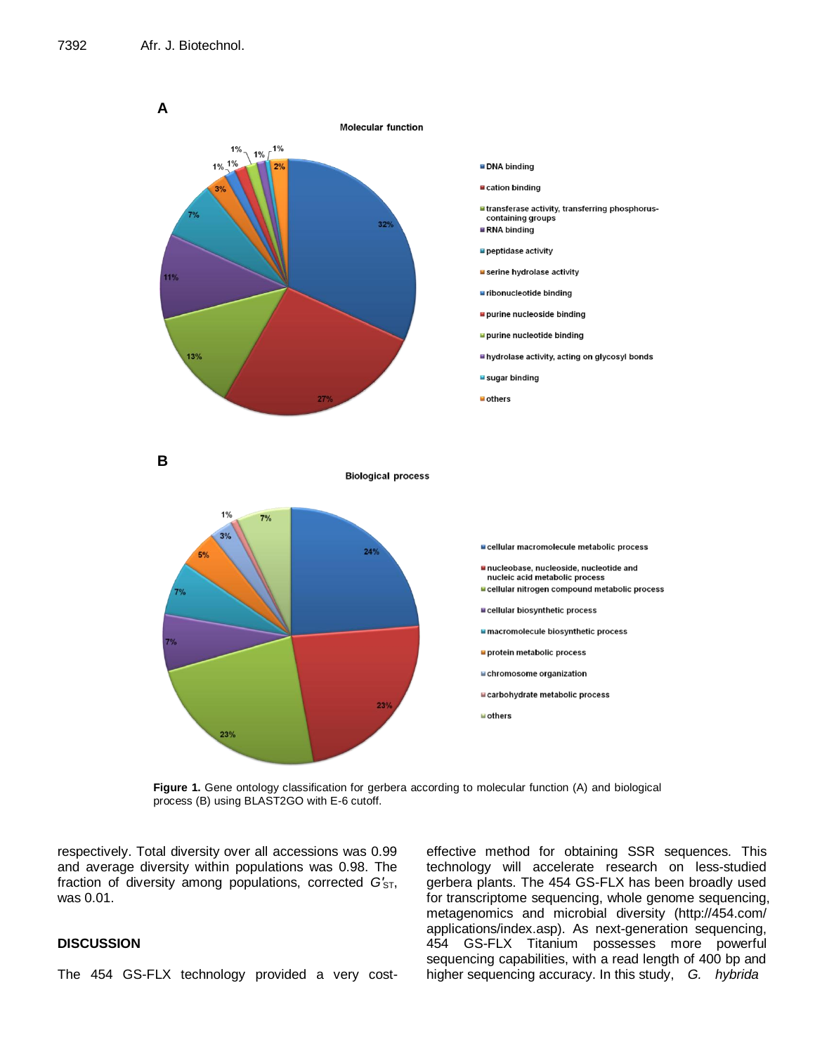**Figure 1.** Gene ontology classification for gerbera according to molecular function (A) and biological process (B) using BLAST2GO with E-6 cutoff.

respectively. Total diversity over all accessions was 0.99 and average diversity within populations was 0.98. The fraction of diversity among populations, corrected $G'_{ST}$, was 0.01.

## DISCUSSION

The 454 GS-FLX technology provided a very cost-effective method for obtaining SSR sequences. This technology will accelerate research on less-studied gerbera plants. The 454 GS-FLX has been broadly used for transcriptome sequencing, whole genome sequencing, metagenomics and microbial diversity (http://454.com/applications/index.asp). As next-generation sequencing, 454 GS-FLX Titanium possesses more powerful sequencing capabilities, with a read length of 400 bp and higher sequencing accuracy. In this study, *G. hybrida*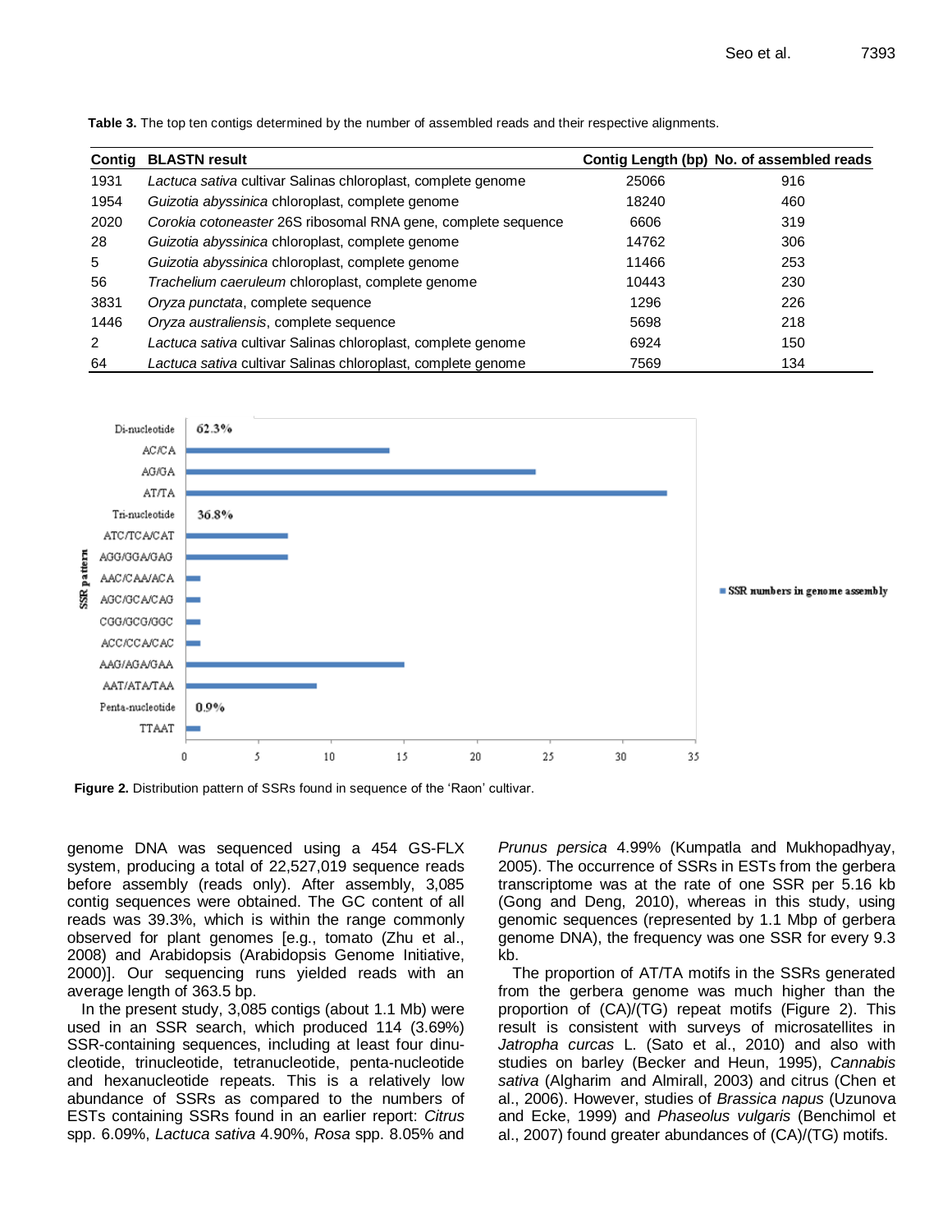**Table 3.** The top ten contigs determined by the number of assembled reads and their respective alignments.

| Contig | BLASTN result | Contig Length (bp) | No. of assembled reads |
|---|---|---|---|
| 1931 | *Lactuca sativa* cultivar Salinas chloroplast, complete genome | 25066 | 916 |
| 1954 | *Guizotia abyssinica* chloroplast, complete genome | 18240 | 460 |
| 2020 | *Corokia cotoneaster* 26S ribosomal RNA gene, complete sequence | 6606 | 319 |
| 28 | *Guizotia abyssinica* chloroplast, complete genome | 14762 | 306 |
| 5 | *Guizotia abyssinica* chloroplast, complete genome | 11466 | 253 |
| 56 | *Trachelium caeruleum* chloroplast, complete genome | 10443 | 230 |
| 3831 | *Oryza punctata*, complete sequence | 1296 | 226 |
| 1446 | *Oryza australiensis*, complete sequence | 5698 | 218 |
| 2 | *Lactuca sativa* cultivar Salinas chloroplast, complete genome | 6924 | 150 |
| 64 | *Lactuca sativa* cultivar Salinas chloroplast, complete genome | 7569 | 134 |

**Figure 2.** Distribution pattern of SSRs found in sequence of the 'Raon' cultivar.

genome DNA was sequenced using a 454 GS-FLX system, producing a total of 22,527,019 sequence reads before assembly (reads only). After assembly, 3,085 contig sequences were obtained. The GC content of all reads was 39.3%, which is within the range commonly observed for plant genomes [e.g., tomato (Zhu et al., 2008) and Arabidopsis (Arabidopsis Genome Initiative, 2000)]. Our sequencing runs yielded reads with an average length of 363.5 bp.

In the present study, 3,085 contigs (about 1.1 Mb) were used in an SSR search, which produced 114 (3.69%) SSR-containing sequences, including at least four dinucleotide, trinucleotide, tetranucleotide, penta-nucleotide and hexanucleotide repeats. This is a relatively low abundance of SSRs as compared to the numbers of ESTs containing SSRs found in an earlier report: *Citrus* spp. 6.09%, *Lactuca sativa* 4.90%, *Rosa* spp. 8.05% and *Prunus persica* 4.99% (Kumpatla and Mukhopadhyay, 2005). The occurrence of SSRs in ESTs from the gerbera transcriptome was at the rate of one SSR per 5.16 kb (Gong and Deng, 2010), whereas in this study, using genomic sequences (represented by 1.1 Mbp of gerbera genome DNA), the frequency was one SSR for every 9.3 kb.

The proportion of AT/TA motifs in the SSRs generated from the gerbera genome was much higher than the proportion of (CA)/(TG) repeat motifs (Figure 2). This result is consistent with surveys of microsatellites in *Jatropha curcas* L. (Sato et al., 2010) and also with studies on barley (Becker and Heun, 1995), *Cannabis sativa* (Algharim and Almirall, 2003) and citrus (Chen et al., 2006). However, studies of *Brassica napus* (Uzunova and Ecke, 1999) and *Phaseolus vulgaris* (Benchimol et al., 2007) found greater abundances of (CA)/(TG) motifs.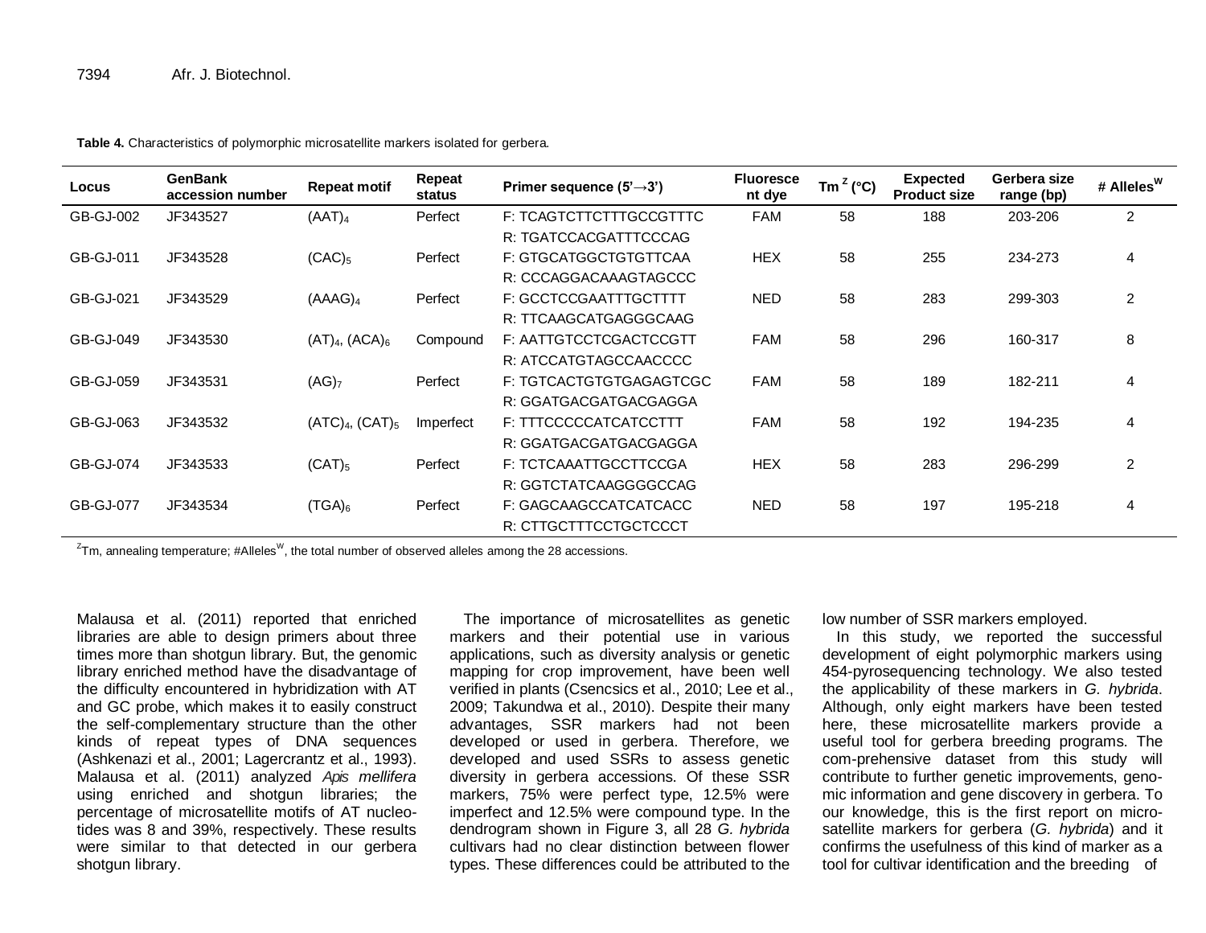**Table 4.** Characteristics of polymorphic microsatellite markers isolated for gerbera.

| Locus | GenBank accession number | Repeat motif | Repeat status | Primer sequence (5'→3') | Fluorescent dye | Tm [z] (°C) | Expected Product size | Gerbera size range (bp) | # Alleles [w] |
|---|---|---|---|---|---|---|---|---|---|
| GB-GJ-002 | JF343527 | $(AAT)_4$ | Perfect | F: TCAGTCTTCTTTGCCGTTTC<br>R: TGATCCACGATTTCCCAG | FAM | 58 | 188 | 203-206 | 2 |
| GB-GJ-011 | JF343528 | $(CAC)_5$ | Perfect | F: GTGCATGGCTGTGTTCAA<br>R: CCCAGGACAAAGTAGCCC | HEX | 58 | 255 | 234-273 | 4 |
| GB-GJ-021 | JF343529 | $(AAAG)_4$ | Perfect | F: GCCTCCGAATTTGCTTTT<br>R: TTCAAGCATGAGGGCAAG | NED | 58 | 283 | 299-303 | 2 |
| GB-GJ-049 | JF343530 | $(AT)_4$, $(ACA)_6$ | Compound | F: AATTGTCCTCGACTCCGTT<br>R: ATCCATGTAGCCAACCCC | FAM | 58 | 296 | 160-317 | 8 |
| GB-GJ-059 | JF343531 | $(AG)_7$ | Perfect | F: TGTCACTGTGTGAGAGTCGC<br>R: GGATGACGATGACGAGGA | FAM | 58 | 189 | 182-211 | 4 |
| GB-GJ-063 | JF343532 | $(ATC)_4$, $(CAT)_5$ | Imperfect | F: TTTCCCCCATCATCCTTT<br>R: GGATGACGATGACGAGGA | FAM | 58 | 192 | 194-235 | 4 |
| GB-GJ-074 | JF343533 | $(CAT)_5$ | Perfect | F: TCTCAAATTGCCTTCCGA<br>R: GGTCTATCAAGGGGGCCAG | HEX | 58 | 283 | 296-299 | 2 |
| GB-GJ-077 | JF343534 | $(TGA)_6$ | Perfect | F: GAGCAAGCCATCATCACC<br>R: CTTGCTTTCCTGCTCCCT | NED | 58 | 197 | 195-218 | 4 |

[z]Tm, annealing temperature; #Alleles[W], the total number of observed alleles among the 28 accessions.

Malausa et al. (2011) reported that enriched libraries are able to design primers about three times more than shotgun library. But, the genomic library enriched method have the disadvantage of the difficulty encountered in hybridization with AT and GC probe, which makes it to easily construct the self-complementary structure than the other kinds of repeat types of DNA sequences (Ashkenazi et al., 2001; Lagercrantz et al., 1993). Malausa et al. (2011) analyzed *Apis mellifera* using enriched and shotgun libraries; the percentage of microsatellite motifs of AT nucleotides was 8 and 39%, respectively. These results were similar to that detected in our gerbera shotgun library.

The importance of microsatellites as genetic markers and their potential use in various applications, such as diversity analysis or genetic mapping for crop improvement, have been well verified in plants (Csencsics et al., 2010; Lee et al., 2009; Takundwa et al., 2010). Despite their many advantages, SSR markers had not been developed or used in gerbera. Therefore, we developed and used SSRs to assess genetic diversity in gerbera accessions. Of these SSR markers, 75% were perfect type, 12.5% were imperfect and 12.5% were compound type. In the dendrogram shown in Figure 3, all 28 *G. hybrida* cultivars had no clear distinction between flower types. These differences could be attributed to the low number of SSR markers employed.

In this study, we reported the successful development of eight polymorphic markers using 454-pyrosequencing technology. We also tested the applicability of these markers in *G. hybrida*. Although, only eight markers have been tested here, these microsatellite markers provide a useful tool for gerbera breeding programs. The com-prehensive dataset from this study will contribute to further genetic improvements, geno-mic information and gene discovery in gerbera. To our knowledge, this is the first report on micro-satellite markers for gerbera (*G. hybrida*) and it confirms the usefulness of this kind of marker as a tool for cultivar identification and the breeding of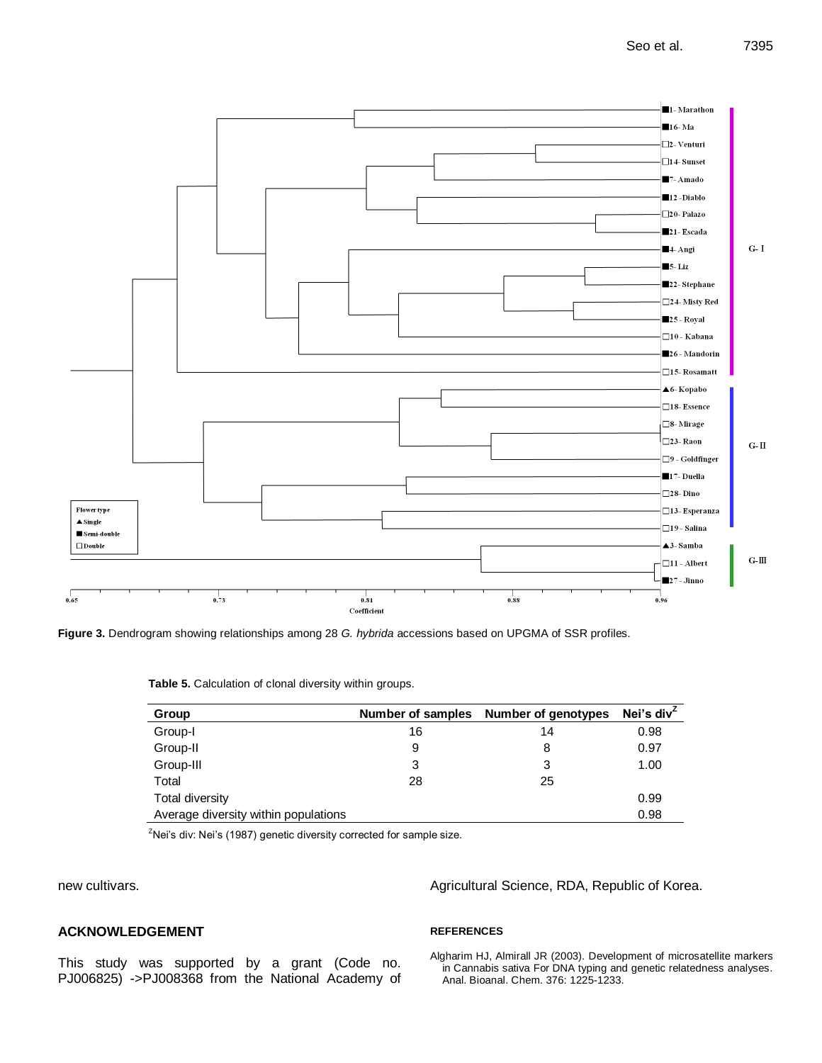**Figure 3.** Dendrogram showing relationships among 28 *G. hybrida* accessions based on UPGMA of SSR profiles.

**Table 5.** Calculation of clonal diversity within groups.

| Group | Number of samples | Number of genotypes | Nei's div$^{Z}$ |
|---|---|---|---|
| Group-I | 16 | 14 | 0.98 |
| Group-II | 9 | 8 | 0.97 |
| Group-III | 3 | 3 | 1.00 |
| Total | 28 | 25 | |
| Total diversity | | | 0.99 |
| Average diversity within populations | | | 0.98 |

$^{Z}$Nei's div: Nei's (1987) genetic diversity corrected for sample size.

new cultivars.

## ACKNOWLEDGEMENT

This study was supported by a grant (Code no. PJ006825) ->PJ008368 from the National Academy of Agricultural Science, RDA, Republic of Korea.

## REFERENCES

Algharim HJ, Almirall JR (2003). Development of microsatellite markers in Cannabis sativa For DNA typing and genetic relatedness analyses. Anal. Bioanal. Chem. 376: 1225-1233.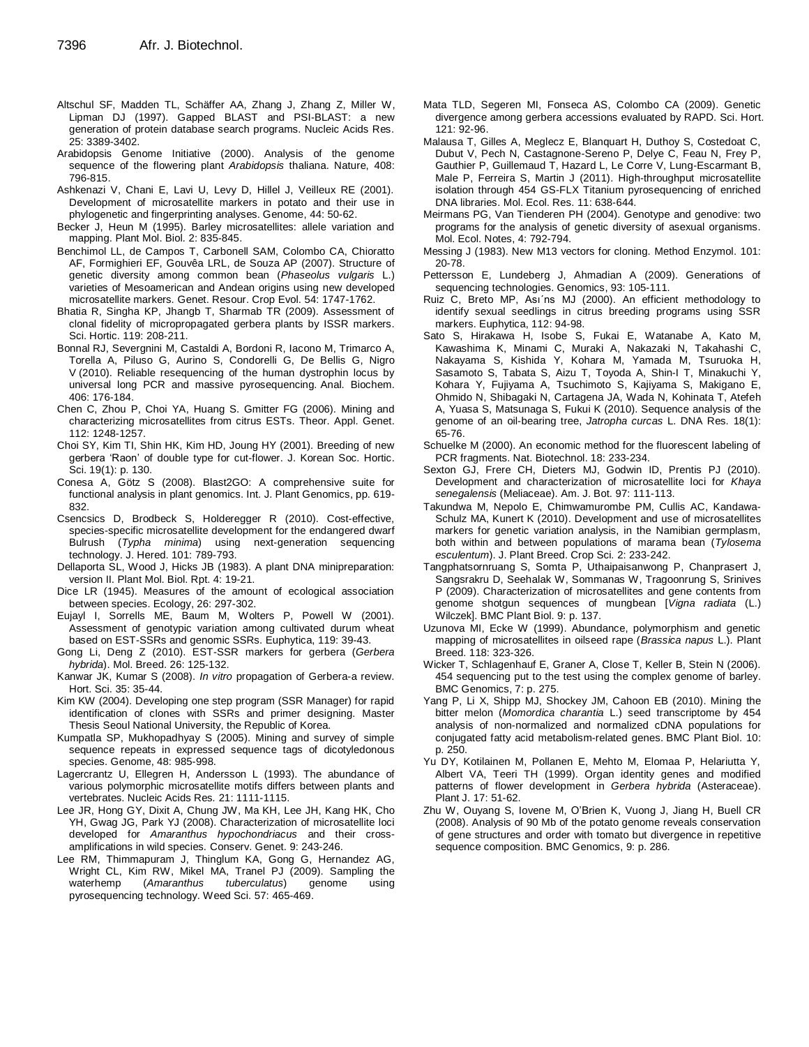Altschul SF, Madden TL, Schäffer AA, Zhang J, Zhang Z, Miller W, Lipman DJ (1997). Gapped BLAST and PSI-BLAST: a new generation of protein database search programs. Nucleic Acids Res. 25: 3389-3402.

Arabidopsis Genome Initiative (2000). Analysis of the genome sequence of the flowering plant *Arabidopsis* thaliana. Nature, 408: 796-815.

Ashkenazi V, Chani E, Lavi U, Levy D, Hillel J, Veilleux RE (2001). Development of microsatellite markers in potato and their use in phylogenetic and fingerprinting analyses. Genome, 44: 50-62.

Becker J, Heun M (1995). Barley microsatellites: allele variation and mapping. Plant Mol. Biol. 2: 835-845.

Benchimol LL, de Campos T, Carbonell SAM, Colombo CA, Chioratto AF, Formighieri EF, Gouvêa LRL, de Souza AP (2007). Structure of genetic diversity among common bean (*Phaseolus vulgaris* L.) varieties of Mesoamerican and Andean origins using new developed microsatellite markers. Genet. Resour. Crop Evol. 54: 1747-1762.

Bhatia R, Singha KP, Jhangb T, Sharmab TR (2009). Assessment of clonal fidelity of micropropagated gerbera plants by ISSR markers. Sci. Hortic. 119: 208-211.

Bonnal RJ, Severgnini M, Castaldi A, Bordoni R, Iacono M, Trimarco A, Torella A, Piluso G, Aurino S, Condorelli G, De Bellis G, Nigro V (2010). Reliable resequencing of the human dystrophin locus by universal long PCR and massive pyrosequencing. Anal. Biochem. 406: 176-184.

Chen C, Zhou P, Choi YA, Huang S. Gmitter FG (2006). Mining and characterizing microsatellites from citrus ESTs. Theor. Appl. Genet. 112: 1248-1257.

Choi SY, Kim TI, Shin HK, Kim HD, Joung HY (2001). Breeding of new gerbera 'Raon' of double type for cut-flower. J. Korean Soc. Hortic. Sci. 19(1): p. 130.

Conesa A, Götz S (2008). Blast2GO: A comprehensive suite for functional analysis in plant genomics. Int. J. Plant Genomics, pp. 619-832.

Csencsics D, Brodbeck S, Holderegger R (2010). Cost-effective, species-specific microsatellite development for the endangered dwarf Bulrush (*Typha minima*) using next-generation sequencing technology. J. Hered. 101: 789-793.

Dellaporta SL, Wood J, Hicks JB (1983). A plant DNA minipreparation: version II. Plant Mol. Biol. Rpt. 4: 19-21.

Dice LR (1945). Measures of the amount of ecological association between species. Ecology, 26: 297-302.

Eujayl I, Sorrells ME, Baum M, Wolters P, Powell W (2001). Assessment of genotypic variation among cultivated durum wheat based on EST-SSRs and genomic SSRs. Euphytica, 119: 39-43.

Gong Li, Deng Z (2010). EST-SSR markers for gerbera (*Gerbera hybrida*). Mol. Breed. 26: 125-132.

Kanwar JK, Kumar S (2008). *In vitro* propagation of Gerbera-a review. Hort. Sci. 35: 35-44.

Kim KW (2004). Developing one step program (SSR Manager) for rapid identification of clones with SSRs and primer designing. Master Thesis Seoul National University, the Republic of Korea.

Kumpatla SP, Mukhopadhyay S (2005). Mining and survey of simple sequence repeats in expressed sequence tags of dicotyledonous species. Genome, 48: 985-998.

Lagercrantz U, Ellegren H, Andersson L (1993). The abundance of various polymorphic microsatellite motifs differs between plants and vertebrates. Nucleic Acids Res. 21: 1111-1115.

Lee JR, Hong GY, Dixit A, Chung JW, Ma KH, Lee JH, Kang HK, Cho YH, Gwag JG, Park YJ (2008). Characterization of microsatellite loci developed for *Amaranthus hypochondriacus* and their cross-amplifications in wild species. Conserv. Genet. 9: 243-246.

Lee RM, Thimmapuram J, Thinglum KA, Gong G, Hernandez AG, Wright CL, Kim RW, Mikel MA, Tranel PJ (2009). Sampling the waterhemp (*Amaranthus tuberculatus*) genome using pyrosequencing technology. Weed Sci. 57: 465-469.

Mata TLD, Segeren MI, Fonseca AS, Colombo CA (2009). Genetic divergence among gerbera accessions evaluated by RAPD. Sci. Hort. 121: 92-96.

Malausa T, Gilles A, Meglecz E, Blanquart H, Duthoy S, Costedoat C, Dubut V, Pech N, Castagnone-Sereno P, Delye C, Feau N, Frey P, Gauthier P, Guillemaud T, Hazard L, Le Corre V, Lung-Escarmant B, Male P, Ferreira S, Martin J (2011). High-throughput microsatellite isolation through 454 GS-FLX Titanium pyrosequencing of enriched DNA libraries. Mol. Ecol. Res. 11: 638-644.

Meirmans PG, Van Tienderen PH (2004). Genotype and genodive: two programs for the analysis of genetic diversity of asexual organisms. Mol. Ecol. Notes, 4: 792-794.

Messing J (1983). New M13 vectors for cloning. Method Enzymol. 101: 20-78.

Pettersson E, Lundeberg J, Ahmadian A (2009). Generations of sequencing technologies. Genomics, 93: 105-111.

Ruiz C, Breto MP, Ası´ns MJ (2000). An efficient methodology to identify sexual seedlings in citrus breeding programs using SSR markers. Euphytica, 112: 94-98.

Sato S, Hirakawa H, Isobe S, Fukai E, Watanabe A, Kato M, Kawashima K, Minami C, Muraki A, Nakazaki N, Takahashi C, Nakayama S, Kishida Y, Kohara M, Yamada M, Tsuruoka H, Sasamoto S, Tabata S, Aizu T, Toyoda A, Shin-I T, Minakuchi Y, Kohara Y, Fujiyama A, Tsuchimoto S, Kajiyama S, Makigano E, Ohmido N, Shibagaki N, Cartagena JA, Wada N, Kohinata T, Atefeh A, Yuasa S, Matsunaga S, Fukui K (2010). Sequence analysis of the genome of an oil-bearing tree, *Jatropha curcas* L. DNA Res. 18(1): 65-76.

Schuelke M (2000). An economic method for the fluorescent labeling of PCR fragments. Nat. Biotechnol. 18: 233-234.

Sexton GJ, Frere CH, Dieters MJ, Godwin ID, Prentis PJ (2010). Development and characterization of microsatellite loci for *Khaya senegalensis* (Meliaceae). Am. J. Bot. 97: 111-113.

Takundwa M, Nepolo E, Chimwamurombe PM, Cullis AC, Kandawa-Schulz MA, Kunert K (2010). Development and use of microsatellites markers for genetic variation analysis, in the Namibian germplasm, both within and between populations of marama bean (*Tylosema esculentum*). J. Plant Breed. Crop Sci. 2: 233-242.

Tangphatsornruang S, Somta P, Uthaipaisanwong P, Chanprasert J, Sangsrakru D, Seehalak W, Sommanas W, Tragoonrung S, Srinives P (2009). Characterization of microsatellites and gene contents from genome shotgun sequences of mungbean [*Vigna radiata* (L.) Wilczek]. BMC Plant Biol. 9: p. 137.

Uzunova MI, Ecke W (1999). Abundance, polymorphism and genetic mapping of microsatellites in oilseed rape (*Brassica napus* L.). Plant Breed. 118: 323-326.

Wicker T, Schlagenhauf E, Graner A, Close T, Keller B, Stein N (2006). 454 sequencing put to the test using the complex genome of barley. BMC Genomics, 7: p. 275.

Yang P, Li X, Shipp MJ, Shockey JM, Cahoon EB (2010). Mining the bitter melon (*Momordica charantia* L.) seed transcriptome by 454 analysis of non-normalized and normalized cDNA populations for conjugated fatty acid metabolism-related genes. BMC Plant Biol. 10: p. 250.

Yu DY, Kotilainen M, Pollanen E, Mehto M, Elomaa P, Helariutta Y, Albert VA, Teeri TH (1999). Organ identity genes and modified patterns of flower development in *Gerbera hybrida* (Asteraceae). Plant J. 17: 51-62.

Zhu W, Ouyang S, Iovene M, O'Brien K, Vuong J, Jiang H, Buell CR (2008). Analysis of 90 Mb of the potato genome reveals conservation of gene structures and order with tomato but divergence in repetitive sequence composition. BMC Genomics, 9: p. 286.